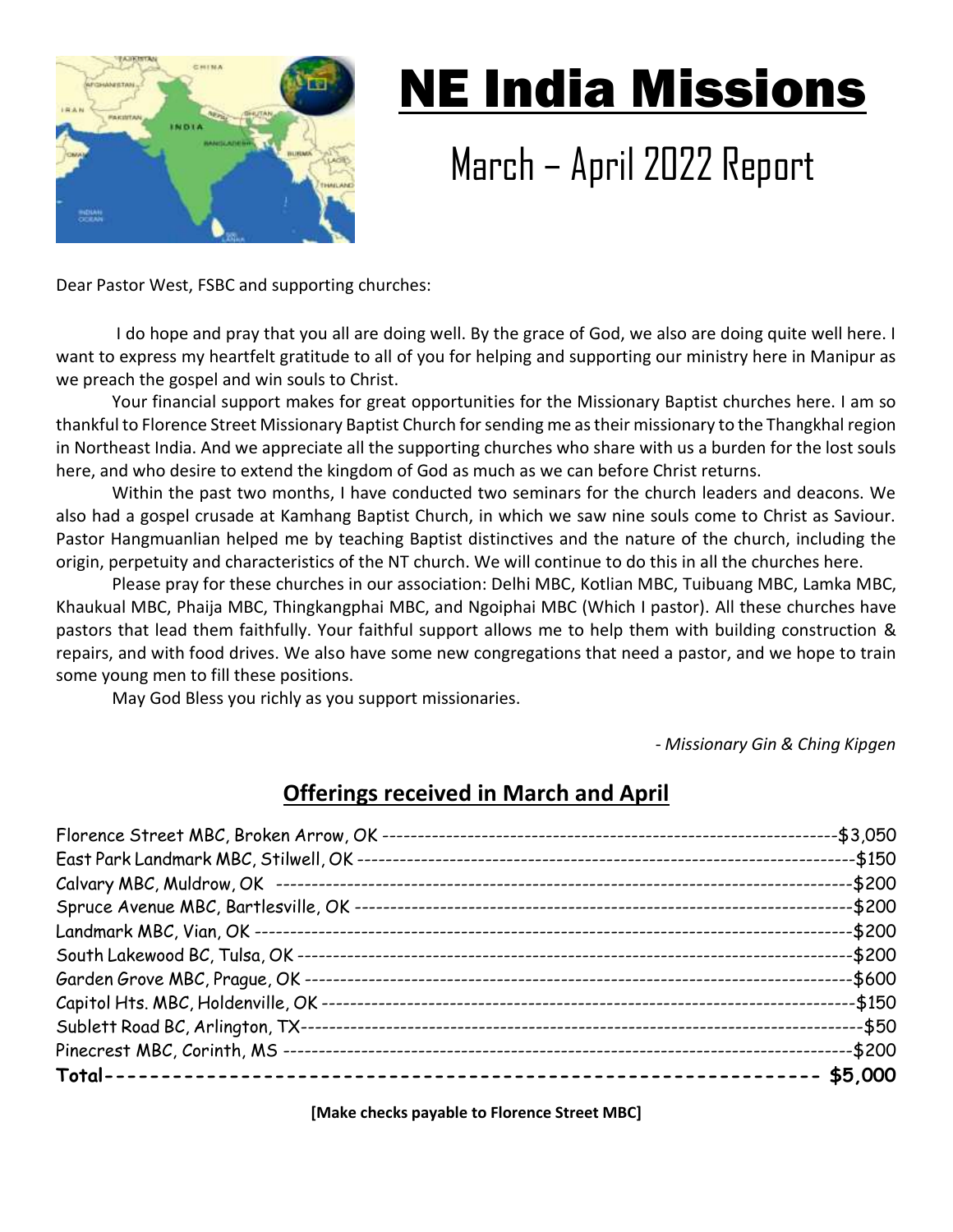# NE India Missions

## March – April 2022 Report

Dear Pastor West, FSBC and supporting churches:

I do hope and pray that you all are doing well. By the grace of God, we also are doing quite well here. I want to express my heartfelt gratitude to all of you for helping and supporting our ministry here in Manipur as we preach the gospel and win souls to Christ.

Your financial support makes for great opportunities for the Missionary Baptist churches here. I am so thankful to Florence Street Missionary Baptist Church for sending me as their missionary to the Thangkhal region in Northeast India. And we appreciate all the supporting churches who share with us a burden for the lost souls here, and who desire to extend the kingdom of God as much as we can before Christ returns.

Within the past two months, I have conducted two seminars for the church leaders and deacons. We also had a gospel crusade at Kamhang Baptist Church, in which we saw nine souls come to Christ as Saviour. Pastor Hangmuanlian helped me by teaching Baptist distinctives and the nature of the church, including the origin, perpetuity and characteristics of the NT church. We will continue to do this in all the churches here.

Please pray for these churches in our association: Delhi MBC, Kotlian MBC, Tuibuang MBC, Lamka MBC, Khaukual MBC, Phaija MBC, Thingkangphai MBC, and Ngoiphai MBC (Which I pastor). All these churches have pastors that lead them faithfully. Your faithful support allows me to help them with building construction & repairs, and with food drives. We also have some new congregations that need a pastor, and we hope to train some young men to fill these positions.

May God Bless you richly as you support missionaries.

*- Missionary Gin & Ching Kipgen*

## Offerings received in March and April

| Church | Amount |
| --- | --- |
| Florence Street MBC, Broken Arrow, OK | $3,050 |
| East Park Landmark MBC, Stilwell, OK | $150 |
| Calvary MBC, Muldrow, OK | $200 |
| Spruce Avenue MBC, Bartlesville, OK | $200 |
| Landmark MBC, Vian, OK | $200 |
| South Lakewood BC, Tulsa, OK | $200 |
| Garden Grove MBC, Prague, OK | $600 |
| Capitol Hts. MBC, Holdenville, OK | $150 |
| Sublett Road BC, Arlington, TX | $50 |
| Pinecrest MBC, Corinth, MS | $200 |
| **Total** | **$5,000** |

**[Make checks payable to Florence Street MBC]**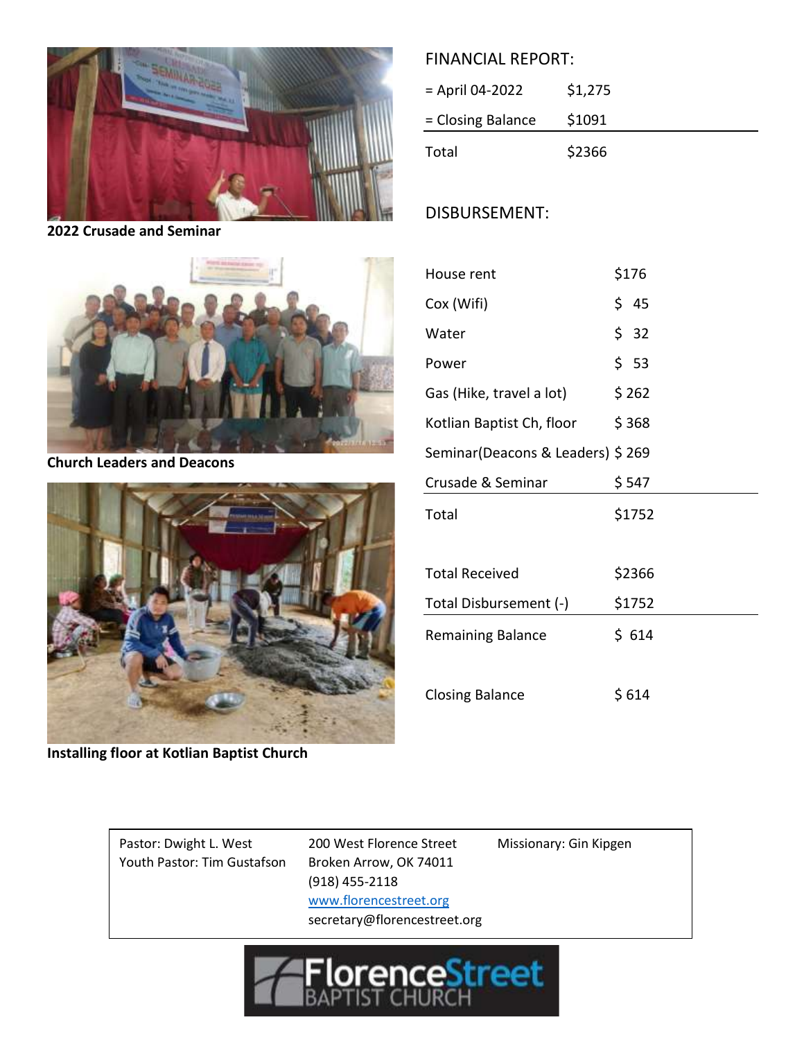2022 Crusade and Seminar

Church Leaders and Deacons

Installing floor at Kotlian Baptist Church

## FINANCIAL REPORT:

| | |
|---|---|
| = April 04-2022 | $1,275 |
| = Closing Balance | $1091 |
| Total | $2366 |

## DISBURSEMENT:

| | |
|---|---|
| House rent | $176 |
| Cox (Wifi) | $ 45 |
| Water | $ 32 |
| Power | $ 53 |
| Gas (Hike, travel a lot) | $ 262 |
| Kotlian Baptist Ch, floor | $ 368 |
| Seminar(Deacons & Leaders) | $ 269 |
| Crusade & Seminar | $ 547 |
| Total | $1752 |

| | |
|---|---|
| Total Received | $2366 |
| Total Disbursement (-) | $1752 |
| Remaining Balance | $ 614 |

Closing Balance $ 614

| | | |
|---|---|---|
| Pastor: Dwight L. West<br>Youth Pastor: Tim Gustafson | 200 West Florence Street<br>Broken Arrow, OK 74011<br>(918) 455-2118<br>www.florencestreet.org<br>secretary@florencestreet.org | Missionary: Gin Kipgen |

FlorenceStreet BAPTIST CHURCH